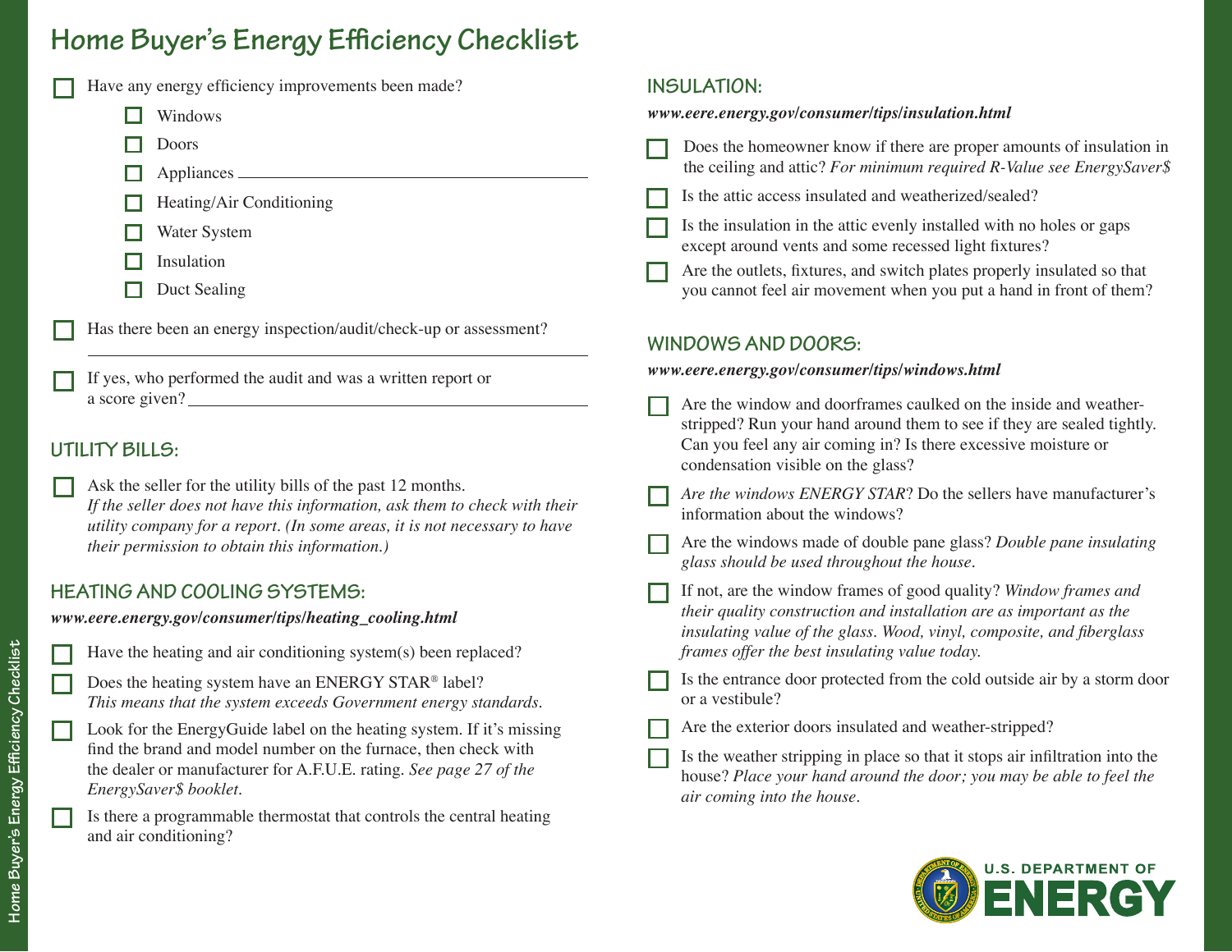# Home Buyer's Energy Efficiency Checklist

- [ ] Have any energy efficiency improvements been made?
  - [ ] Windows
  - [ ] Doors
  - [ ] Appliances ______________________
  - [ ] Heating/Air Conditioning
  - [ ] Water System
  - [ ] Insulation
  - [ ] Duct Sealing

- [ ] Has there been an energy inspection/audit/check-up or assessment?

______________________________________

- [ ] If yes, who performed the audit and was a written report or a score given? ______________________

## UTILITY BILLS:

- [ ] Ask the seller for the utility bills of the past 12 months. *If the seller does not have this information, ask them to check with their utility company for a report. (In some areas, it is not necessary to have their permission to obtain this information.)*

## HEATING AND COOLING SYSTEMS:

***www.eere.energy.gov/consumer/tips/heating_cooling.html***

- [ ] Have the heating and air conditioning system(s) been replaced?
- [ ] Does the heating system have an ENERGY STAR® label? *This means that the system exceeds Government energy standards.*
- [ ] Look for the EnergyGuide label on the heating system. If it's missing find the brand and model number on the furnace, then check with the dealer or manufacturer for A.F.U.E. rating. *See page 27 of the EnergySaver$ booklet.*
- [ ] Is there a programmable thermostat that controls the central heating and air conditioning?

## INSULATION:

***www.eere.energy.gov/consumer/tips/insulation.html***

- [ ] Does the homeowner know if there are proper amounts of insulation in the ceiling and attic? *For minimum required R-Value see EnergySaver$*
- [ ] Is the attic access insulated and weatherized/sealed?
- [ ] Is the insulation in the attic evenly installed with no holes or gaps except around vents and some recessed light fixtures?
- [ ] Are the outlets, fixtures, and switch plates properly insulated so that you cannot feel air movement when you put a hand in front of them?

## WINDOWS AND DOORS:

***www.eere.energy.gov/consumer/tips/windows.html***

- [ ] Are the window and doorframes caulked on the inside and weather-stripped? Run your hand around them to see if they are sealed tightly. Can you feel any air coming in? Is there excessive moisture or condensation visible on the glass?
- [ ] *Are the windows ENERGY STAR*? Do the sellers have manufacturer's information about the windows?
- [ ] Are the windows made of double pane glass? *Double pane insulating glass should be used throughout the house.*
- [ ] If not, are the window frames of good quality? *Window frames and their quality construction and installation are as important as the insulating value of the glass. Wood, vinyl, composite, and fiberglass frames offer the best insulating value today.*
- [ ] Is the entrance door protected from the cold outside air by a storm door or a vestibule?
- [ ] Are the exterior doors insulated and weather-stripped?
- [ ] Is the weather stripping in place so that it stops air infiltration into the house? *Place your hand around the door; you may be able to feel the air coming into the house.*

U.S. DEPARTMENT OF ENERGY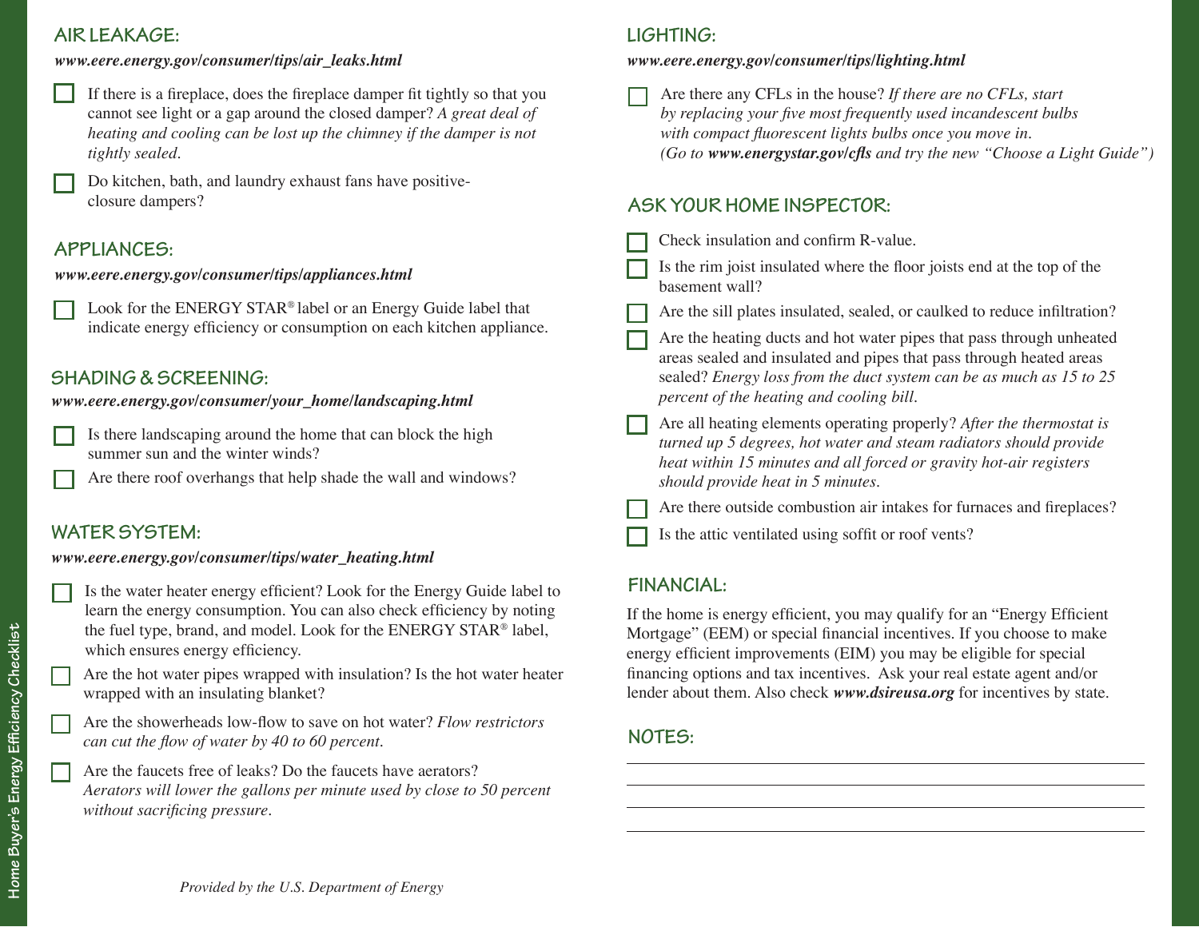## AIR LEAKAGE:

***www.eere.energy.gov/consumer/tips/air_leaks.html***

- [ ] If there is a fireplace, does the fireplace damper fit tightly so that you cannot see light or a gap around the closed damper? *A great deal of heating and cooling can be lost up the chimney if the damper is not tightly sealed.*
- [ ] Do kitchen, bath, and laundry exhaust fans have positive-closure dampers?

## APPLIANCES:

***www.eere.energy.gov/consumer/tips/appliances.html***

- [ ] Look for the ENERGY STAR® label or an Energy Guide label that indicate energy efficiency or consumption on each kitchen appliance.

## SHADING & SCREENING:

***www.eere.energy.gov/consumer/your_home/landscaping.html***

- [ ] Is there landscaping around the home that can block the high summer sun and the winter winds?
- [ ] Are there roof overhangs that help shade the wall and windows?

## WATER SYSTEM:

***www.eere.energy.gov/consumer/tips/water_heating.html***

- [ ] Is the water heater energy efficient? Look for the Energy Guide label to learn the energy consumption. You can also check efficiency by noting the fuel type, brand, and model. Look for the ENERGY STAR® label, which ensures energy efficiency.
- [ ] Are the hot water pipes wrapped with insulation? Is the hot water heater wrapped with an insulating blanket?
- [ ] Are the showerheads low-flow to save on hot water? *Flow restrictors can cut the flow of water by 40 to 60 percent.*
- [ ] Are the faucets free of leaks? Do the faucets have aerators? *Aerators will lower the gallons per minute used by close to 50 percent without sacrificing pressure.*

*Provided by the U.S. Department of Energy*

## LIGHTING:

***www.eere.energy.gov/consumer/tips/lighting.html***

- [ ] Are there any CFLs in the house? *If there are no CFLs, start by replacing your five most frequently used incandescent bulbs with compact fluorescent lights bulbs once you move in. (Go to **www.energystar.gov/cfls** and try the new "Choose a Light Guide")*

## ASK YOUR HOME INSPECTOR:

- [ ] Check insulation and confirm R-value.
- [ ] Is the rim joist insulated where the floor joists end at the top of the basement wall?
- [ ] Are the sill plates insulated, sealed, or caulked to reduce infiltration?
- [ ] Are the heating ducts and hot water pipes that pass through unheated areas sealed and insulated and pipes that pass through heated areas sealed? *Energy loss from the duct system can be as much as 15 to 25 percent of the heating and cooling bill.*
- [ ] Are all heating elements operating properly? *After the thermostat is turned up 5 degrees, hot water and steam radiators should provide heat within 15 minutes and all forced or gravity hot-air registers should provide heat in 5 minutes.*
- [ ] Are there outside combustion air intakes for furnaces and fireplaces?
- [ ] Is the attic ventilated using soffit or roof vents?

## FINANCIAL:

If the home is energy efficient, you may qualify for an "Energy Efficient Mortgage" (EEM) or special financial incentives. If you choose to make energy efficient improvements (EIM) you may be eligible for special financing options and tax incentives. Ask your real estate agent and/or lender about them. Also check ***www.dsireusa.org*** for incentives by state.

## NOTES:

\_\_\_\_\_\_\_\_\_\_\_\_\_\_\_\_\_\_\_\_\_\_\_\_\_\_\_\_\_\_\_\_\_\_\_\_\_\_\_\_

\_\_\_\_\_\_\_\_\_\_\_\_\_\_\_\_\_\_\_\_\_\_\_\_\_\_\_\_\_\_\_\_\_\_\_\_\_\_\_\_

\_\_\_\_\_\_\_\_\_\_\_\_\_\_\_\_\_\_\_\_\_\_\_\_\_\_\_\_\_\_\_\_\_\_\_\_\_\_\_\_

\_\_\_\_\_\_\_\_\_\_\_\_\_\_\_\_\_\_\_\_\_\_\_\_\_\_\_\_\_\_\_\_\_\_\_\_\_\_\_\_